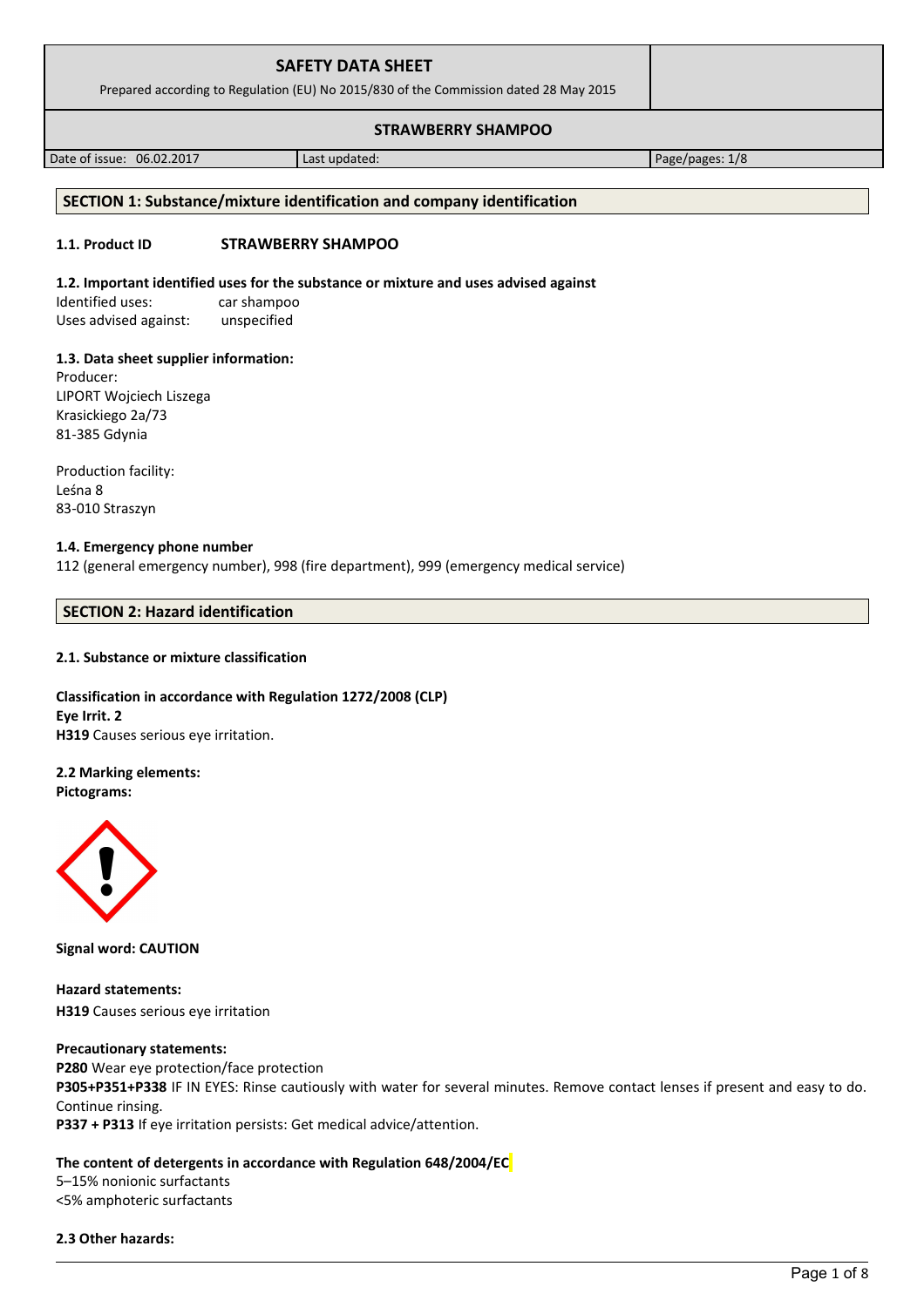# SAFETY DATA SHEET

Prepared according to Regulation (EU) No 2015/830 of the Commission dated 28 May 2015

## STRAWBERRY SHAMPOO

| Date of issue: 06.02.2017 | Last updated: | Page/pages: 1/8 |
|---|---|---|

## SECTION 1: Substance/mixture identification and company identification

**1.1. Product ID** **STRAWBERRY SHAMPOO**

**1.2. Important identified uses for the substance or mixture and uses advised against**

Identified uses: car shampoo
Uses advised against: unspecified

**1.3. Data sheet supplier information:**

Producer:
LIPORT Wojciech Liszega
Krasickiego 2a/73
81-385 Gdynia

Production facility:
Leśna 8
83-010 Straszyn

**1.4. Emergency phone number**

112 (general emergency number), 998 (fire department), 999 (emergency medical service)

## SECTION 2: Hazard identification

**2.1. Substance or mixture classification**

**Classification in accordance with Regulation 1272/2008 (CLP)**
**Eye Irrit. 2**
**H319** Causes serious eye irritation.

**2.2 Marking elements:**
**Pictograms:**

**Signal word: CAUTION**

**Hazard statements:**
**H319** Causes serious eye irritation

**Precautionary statements:**
**P280** Wear eye protection/face protection
**P305+P351+P338** IF IN EYES: Rinse cautiously with water for several minutes. Remove contact lenses if present and easy to do. Continue rinsing.
**P337 + P313** If eye irritation persists: Get medical advice/attention.

**The content of detergents in accordance with Regulation 648/2004/EC**

5–15% nonionic surfactants
<5% amphoteric surfactants

**2.3 Other hazards:**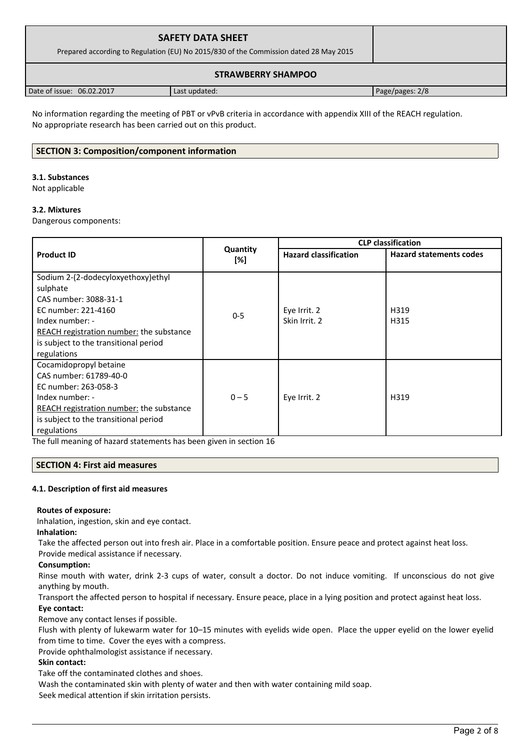No information regarding the meeting of PBT or vPvB criteria in accordance with appendix XIII of the REACH regulation. No appropriate research has been carried out on this product.

## SECTION 3: Composition/component information

### 3.1. Substances

Not applicable

### 3.2. Mixtures

Dangerous components:

| Product ID | Quantity [%] | CLP classification | |
|---|---|---|---|
| | | Hazard classification | Hazard statements codes |
| Sodium 2-(2-dodecyloxyethoxy)ethyl sulphate<br>CAS number: 3088-31-1<br>EC number: 221-4160<br>Index number: -<br>REACH registration number: the substance is subject to the transitional period regulations | 0-5 | Eye Irrit. 2<br>Skin Irrit. 2 | H319<br>H315 |
| Cocamidopropyl betaine<br>CAS number: 61789-40-0<br>EC number: 263-058-3<br>Index number: -<br>REACH registration number: the substance is subject to the transitional period regulations | 0 – 5 | Eye Irrit. 2 | H319 |

The full meaning of hazard statements has been given in section 16

## SECTION 4: First aid measures

### 4.1. Description of first aid measures

**Routes of exposure:**

Inhalation, ingestion, skin and eye contact.

**Inhalation:**

Take the affected person out into fresh air. Place in a comfortable position. Ensure peace and protect against heat loss. Provide medical assistance if necessary.

**Consumption:**

Rinse mouth with water, drink 2-3 cups of water, consult a doctor. Do not induce vomiting. If unconscious do not give anything by mouth.

Transport the affected person to hospital if necessary. Ensure peace, place in a lying position and protect against heat loss.

**Eye contact:**

Remove any contact lenses if possible.

Flush with plenty of lukewarm water for 10–15 minutes with eyelids wide open. Place the upper eyelid on the lower eyelid from time to time. Cover the eyes with a compress.

Provide ophthalmologist assistance if necessary.

**Skin contact:**

Take off the contaminated clothes and shoes.

Wash the contaminated skin with plenty of water and then with water containing mild soap.

Seek medical attention if skin irritation persists.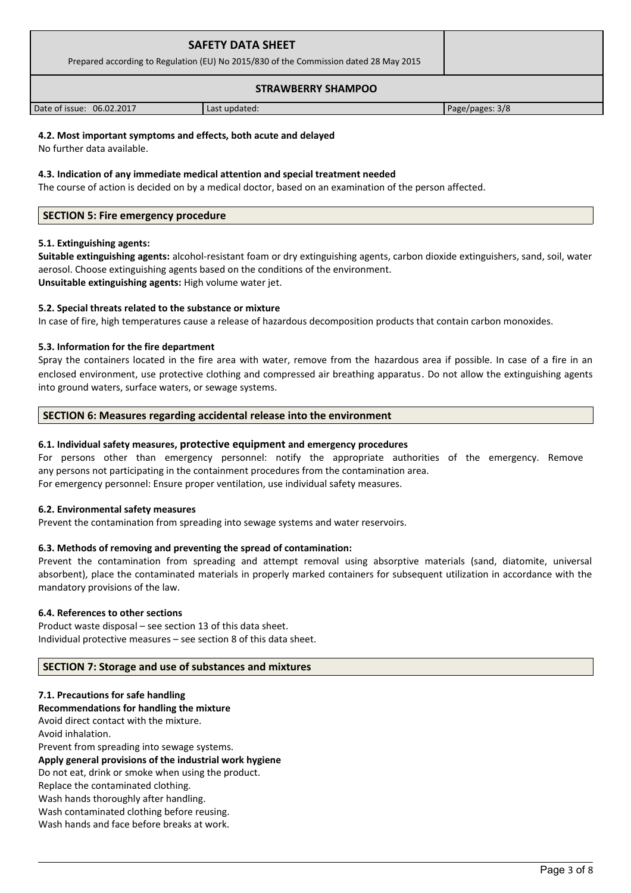#### 4.2. Most important symptoms and effects, both acute and delayed

No further data available.

#### 4.3. Indication of any immediate medical attention and special treatment needed

The course of action is decided on by a medical doctor, based on an examination of the person affected.

## SECTION 5: Fire emergency procedure

#### 5.1. Extinguishing agents:

**Suitable extinguishing agents:** alcohol-resistant foam or dry extinguishing agents, carbon dioxide extinguishers, sand, soil, water aerosol. Choose extinguishing agents based on the conditions of the environment.
**Unsuitable extinguishing agents:** High volume water jet.

#### 5.2. Special threats related to the substance or mixture

In case of fire, high temperatures cause a release of hazardous decomposition products that contain carbon monoxides.

#### 5.3. Information for the fire department

Spray the containers located in the fire area with water, remove from the hazardous area if possible. In case of a fire in an enclosed environment, use protective clothing and compressed air breathing apparatus. Do not allow the extinguishing agents into ground waters, surface waters, or sewage systems.

## SECTION 6: Measures regarding accidental release into the environment

#### 6.1. Individual safety measures, protective equipment and emergency procedures

For persons other than emergency personnel: notify the appropriate authorities of the emergency. Remove any persons not participating in the containment procedures from the contamination area.
For emergency personnel: Ensure proper ventilation, use individual safety measures.

#### 6.2. Environmental safety measures

Prevent the contamination from spreading into sewage systems and water reservoirs.

#### 6.3. Methods of removing and preventing the spread of contamination:

Prevent the contamination from spreading and attempt removal using absorptive materials (sand, diatomite, universal absorbent), place the contaminated materials in properly marked containers for subsequent utilization in accordance with the mandatory provisions of the law.

#### 6.4. References to other sections

Product waste disposal – see section 13 of this data sheet.
Individual protective measures – see section 8 of this data sheet.

## SECTION 7: Storage and use of substances and mixtures

#### 7.1. Precautions for safe handling

**Recommendations for handling the mixture**

Avoid direct contact with the mixture.
Avoid inhalation.
Prevent from spreading into sewage systems.

**Apply general provisions of the industrial work hygiene**

Do not eat, drink or smoke when using the product.
Replace the contaminated clothing.
Wash hands thoroughly after handling.
Wash contaminated clothing before reusing.
Wash hands and face before breaks at work.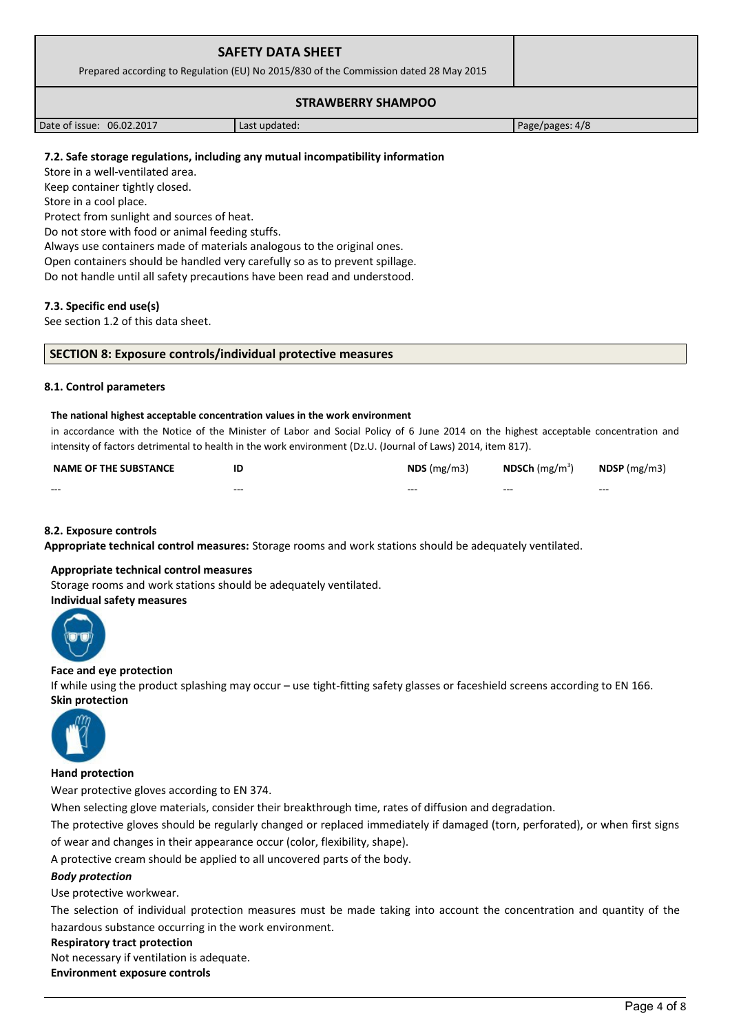#### 7.2. Safe storage regulations, including any mutual incompatibility information

Store in a well-ventilated area.
Keep container tightly closed.
Store in a cool place.
Protect from sunlight and sources of heat.
Do not store with food or animal feeding stuffs.
Always use containers made of materials analogous to the original ones.
Open containers should be handled very carefully so as to prevent spillage.
Do not handle until all safety precautions have been read and understood.

#### 7.3. Specific end use(s)

See section 1.2 of this data sheet.

## SECTION 8: Exposure controls/individual protective measures

#### 8.1. Control parameters

**The national highest acceptable concentration values in the work environment**

in accordance with the Notice of the Minister of Labor and Social Policy of 6 June 2014 on the highest acceptable concentration and intensity of factors detrimental to health in the work environment (Dz.U. (Journal of Laws) 2014, item 817).

| NAME OF THE SUBSTANCE | ID | NDS (mg/m3) | NDSCh (mg/m$^3$) | NDSP (mg/m3) |
|---|---|---|---|---|
| --- | --- | --- | --- | --- |

#### 8.2. Exposure controls

**Appropriate technical control measures:** Storage rooms and work stations should be adequately ventilated.

**Appropriate technical control measures**

Storage rooms and work stations should be adequately ventilated.

**Individual safety measures**

**Face and eye protection**

If while using the product splashing may occur – use tight-fitting safety glasses or faceshield screens according to EN 166.

**Skin protection**

**Hand protection**

Wear protective gloves according to EN 374.

When selecting glove materials, consider their breakthrough time, rates of diffusion and degradation.

The protective gloves should be regularly changed or replaced immediately if damaged (torn, perforated), or when first signs of wear and changes in their appearance occur (color, flexibility, shape).

A protective cream should be applied to all uncovered parts of the body.

***Body protection***

Use protective workwear.

The selection of individual protection measures must be made taking into account the concentration and quantity of the hazardous substance occurring in the work environment.

**Respiratory tract protection**

Not necessary if ventilation is adequate.

**Environment exposure controls**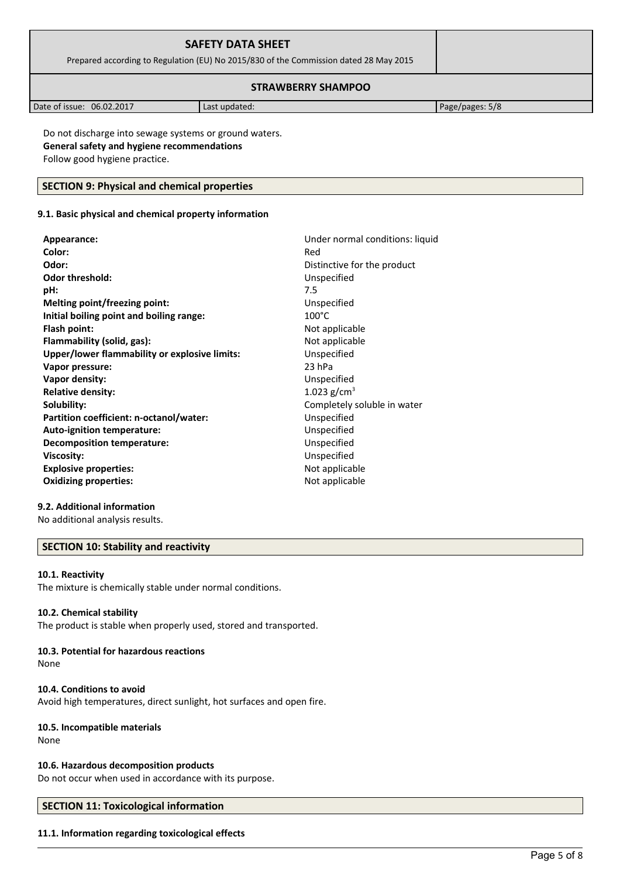Do not discharge into sewage systems or ground waters.

**General safety and hygiene recommendations**

Follow good hygiene practice.

## SECTION 9: Physical and chemical properties

### 9.1. Basic physical and chemical property information

| | |
|---|---|
| **Appearance:** | Under normal conditions: liquid |
| **Color:** | Red |
| **Odor:** | Distinctive for the product |
| **Odor threshold:** | Unspecified |
| **pH:** | 7.5 |
| **Melting point/freezing point:** | Unspecified |
| **Initial boiling point and boiling range:** | 100°C |
| **Flash point:** | Not applicable |
| **Flammability (solid, gas):** | Not applicable |
| **Upper/lower flammability or explosive limits:** | Unspecified |
| **Vapor pressure:** | 23 hPa |
| **Vapor density:** | Unspecified |
| **Relative density:** | 1.023 $g/cm^3$ |
| **Solubility:** | Completely soluble in water |
| **Partition coefficient: n-octanol/water:** | Unspecified |
| **Auto-ignition temperature:** | Unspecified |
| **Decomposition temperature:** | Unspecified |
| **Viscosity:** | Unspecified |
| **Explosive properties:** | Not applicable |
| **Oxidizing properties:** | Not applicable |

### 9.2. Additional information

No additional analysis results.

## SECTION 10: Stability and reactivity

### 10.1. Reactivity

The mixture is chemically stable under normal conditions.

### 10.2. Chemical stability

The product is stable when properly used, stored and transported.

### 10.3. Potential for hazardous reactions

None

### 10.4. Conditions to avoid

Avoid high temperatures, direct sunlight, hot surfaces and open fire.

### 10.5. Incompatible materials

None

### 10.6. Hazardous decomposition products

Do not occur when used in accordance with its purpose.

## SECTION 11: Toxicological information

### 11.1. Information regarding toxicological effects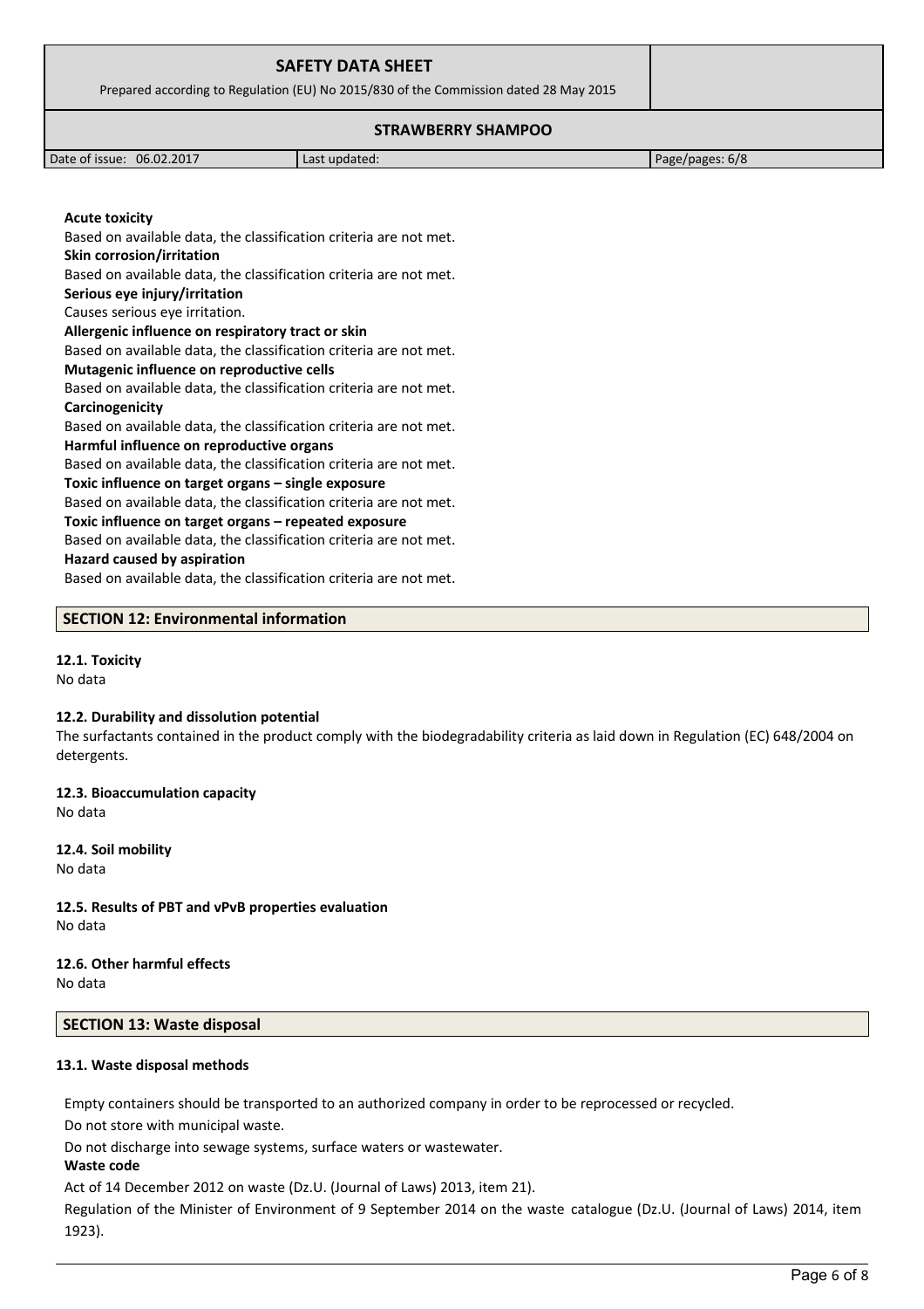**Acute toxicity**

Based on available data, the classification criteria are not met.

**Skin corrosion/irritation**

Based on available data, the classification criteria are not met.

**Serious eye injury/irritation**

Causes serious eye irritation.

**Allergenic influence on respiratory tract or skin**

Based on available data, the classification criteria are not met.

**Mutagenic influence on reproductive cells**

Based on available data, the classification criteria are not met.

**Carcinogenicity**

Based on available data, the classification criteria are not met.

**Harmful influence on reproductive organs**

Based on available data, the classification criteria are not met.

**Toxic influence on target organs – single exposure**

Based on available data, the classification criteria are not met.

**Toxic influence on target organs – repeated exposure**

Based on available data, the classification criteria are not met.

**Hazard caused by aspiration**

Based on available data, the classification criteria are not met.

## SECTION 12: Environmental information

### 12.1. Toxicity

No data

### 12.2. Durability and dissolution potential

The surfactants contained in the product comply with the biodegradability criteria as laid down in Regulation (EC) 648/2004 on detergents.

### 12.3. Bioaccumulation capacity

No data

### 12.4. Soil mobility

No data

### 12.5. Results of PBT and vPvB properties evaluation

No data

### 12.6. Other harmful effects

No data

## SECTION 13: Waste disposal

### 13.1. Waste disposal methods

Empty containers should be transported to an authorized company in order to be reprocessed or recycled.

Do not store with municipal waste.

Do not discharge into sewage systems, surface waters or wastewater.

**Waste code**

Act of 14 December 2012 on waste (Dz.U. (Journal of Laws) 2013, item 21).

Regulation of the Minister of Environment of 9 September 2014 on the waste catalogue (Dz.U. (Journal of Laws) 2014, item 1923).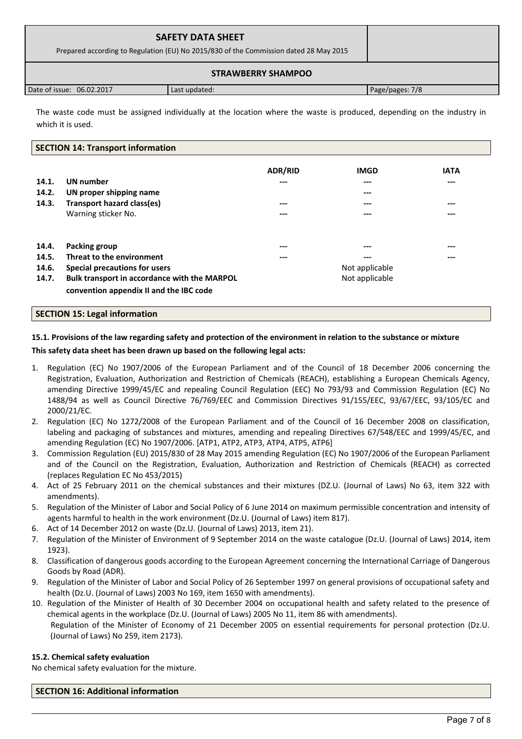The waste code must be assigned individually at the location where the waste is produced, depending on the industry in which it is used.

## SECTION 14: Transport information

| | | ADR/RID | IMGD | IATA |
|---|---|---|---|---|
| 14.1. | **UN number** | --- | --- | --- |
| 14.2. | **UN proper shipping name** | | --- | |
| 14.3. | **Transport hazard class(es)** | --- | --- | --- |
| | Warning sticker No. | --- | --- | --- |
| 14.4. | **Packing group** | --- | --- | --- |
| 14.5. | **Threat to the environment** | --- | --- | --- |
| 14.6. | **Special precautions for users** | | Not applicable | |
| 14.7. | **Bulk transport in accordance with the MARPOL convention appendix II and the IBC code** | | Not applicable | |

## SECTION 15: Legal information

### 15.1. Provisions of the law regarding safety and protection of the environment in relation to the substance or mixture

**This safety data sheet has been drawn up based on the following legal acts:**

1. Regulation (EC) No 1907/2006 of the European Parliament and of the Council of 18 December 2006 concerning the Registration, Evaluation, Authorization and Restriction of Chemicals (REACH), establishing a European Chemicals Agency, amending Directive 1999/45/EC and repealing Council Regulation (EEC) No 793/93 and Commission Regulation (EC) No 1488/94 as well as Council Directive 76/769/EEC and Commission Directives 91/155/EEC, 93/67/EEC, 93/105/EC and 2000/21/EC.
2. Regulation (EC) No 1272/2008 of the European Parliament and of the Council of 16 December 2008 on classification, labeling and packaging of substances and mixtures, amending and repealing Directives 67/548/EEC and 1999/45/EC, and amending Regulation (EC) No 1907/2006. [ATP1, ATP2, ATP3, ATP4, ATP5, ATP6]
3. Commission Regulation (EU) 2015/830 of 28 May 2015 amending Regulation (EC) No 1907/2006 of the European Parliament and of the Council on the Registration, Evaluation, Authorization and Restriction of Chemicals (REACH) as corrected (replaces Regulation EC No 453/2015)
4. Act of 25 February 2011 on the chemical substances and their mixtures (DZ.U. (Journal of Laws) No 63, item 322 with amendments).
5. Regulation of the Minister of Labor and Social Policy of 6 June 2014 on maximum permissible concentration and intensity of agents harmful to health in the work environment (Dz.U. (Journal of Laws) item 817).
6. Act of 14 December 2012 on waste (Dz.U. (Journal of Laws) 2013, item 21).
7. Regulation of the Minister of Environment of 9 September 2014 on the waste catalogue (Dz.U. (Journal of Laws) 2014, item 1923).
8. Classification of dangerous goods according to the European Agreement concerning the International Carriage of Dangerous Goods by Road (ADR).
9. Regulation of the Minister of Labor and Social Policy of 26 September 1997 on general provisions of occupational safety and health (Dz.U. (Journal of Laws) 2003 No 169, item 1650 with amendments).
10. Regulation of the Minister of Health of 30 December 2004 on occupational health and safety related to the presence of chemical agents in the workplace (Dz.U. (Journal of Laws) 2005 No 11, item 86 with amendments).
    Regulation of the Minister of Economy of 21 December 2005 on essential requirements for personal protection (Dz.U. (Journal of Laws) No 259, item 2173).

### 15.2. Chemical safety evaluation

No chemical safety evaluation for the mixture.

## SECTION 16: Additional information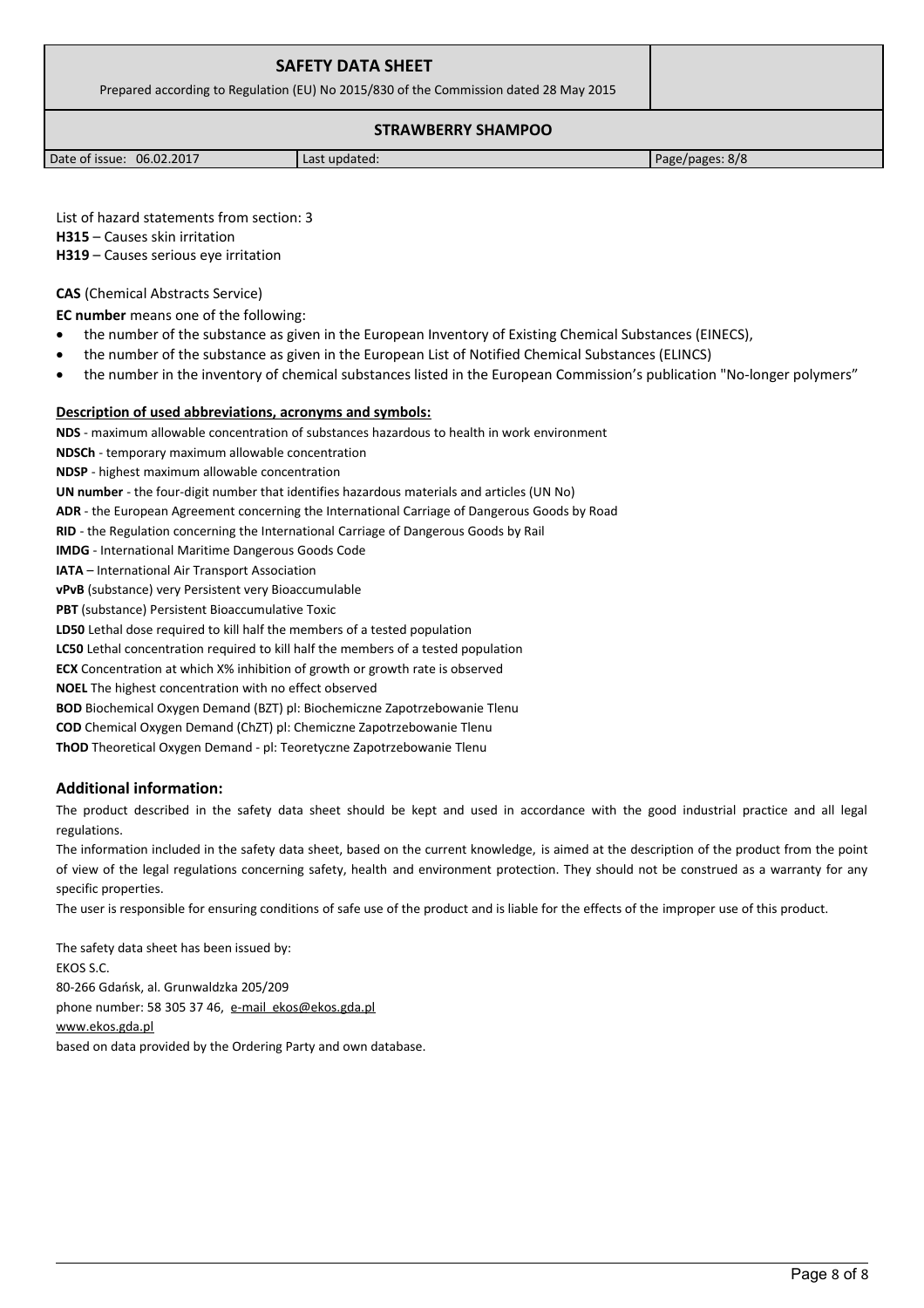List of hazard statements from section: 3

**H315** – Causes skin irritation

**H319** – Causes serious eye irritation

**CAS** (Chemical Abstracts Service)

**EC number** means one of the following:

- the number of the substance as given in the European Inventory of Existing Chemical Substances (EINECS),
- the number of the substance as given in the European List of Notified Chemical Substances (ELINCS)
- the number in the inventory of chemical substances listed in the European Commission's publication "No-longer polymers"

**Description of used abbreviations, acronyms and symbols:**

**NDS** - maximum allowable concentration of substances hazardous to health in work environment

**NDSCh** - temporary maximum allowable concentration

**NDSP** - highest maximum allowable concentration

**UN number** - the four-digit number that identifies hazardous materials and articles (UN No)

**ADR** - the European Agreement concerning the International Carriage of Dangerous Goods by Road

**RID** - the Regulation concerning the International Carriage of Dangerous Goods by Rail

**IMDG** - International Maritime Dangerous Goods Code

**IATA** – International Air Transport Association

**vPvB** (substance) very Persistent very Bioaccumulable

**PBT** (substance) Persistent Bioaccumulative Toxic

**LD50** Lethal dose required to kill half the members of a tested population

**LC50** Lethal concentration required to kill half the members of a tested population

**ECX** Concentration at which X% inhibition of growth or growth rate is observed

**NOEL** The highest concentration with no effect observed

**BOD** Biochemical Oxygen Demand (BZT) pl: Biochemiczne Zapotrzebowanie Tlenu

**COD** Chemical Oxygen Demand (ChZT) pl: Chemiczne Zapotrzebowanie Tlenu

**ThOD** Theoretical Oxygen Demand - pl: Teoretyczne Zapotrzebowanie Tlenu

## Additional information:

The product described in the safety data sheet should be kept and used in accordance with the good industrial practice and all legal regulations.

The information included in the safety data sheet, based on the current knowledge, is aimed at the description of the product from the point of view of the legal regulations concerning safety, health and environment protection. They should not be construed as a warranty for any specific properties.

The user is responsible for ensuring conditions of safe use of the product and is liable for the effects of the improper use of this product.

The safety data sheet has been issued by:
EKOS S.C.
80-266 Gdańsk, al. Grunwaldzka 205/209
phone number: 58 305 37 46, e-mail ekos@ekos.gda.pl
www.ekos.gda.pl
based on data provided by the Ordering Party and own database.